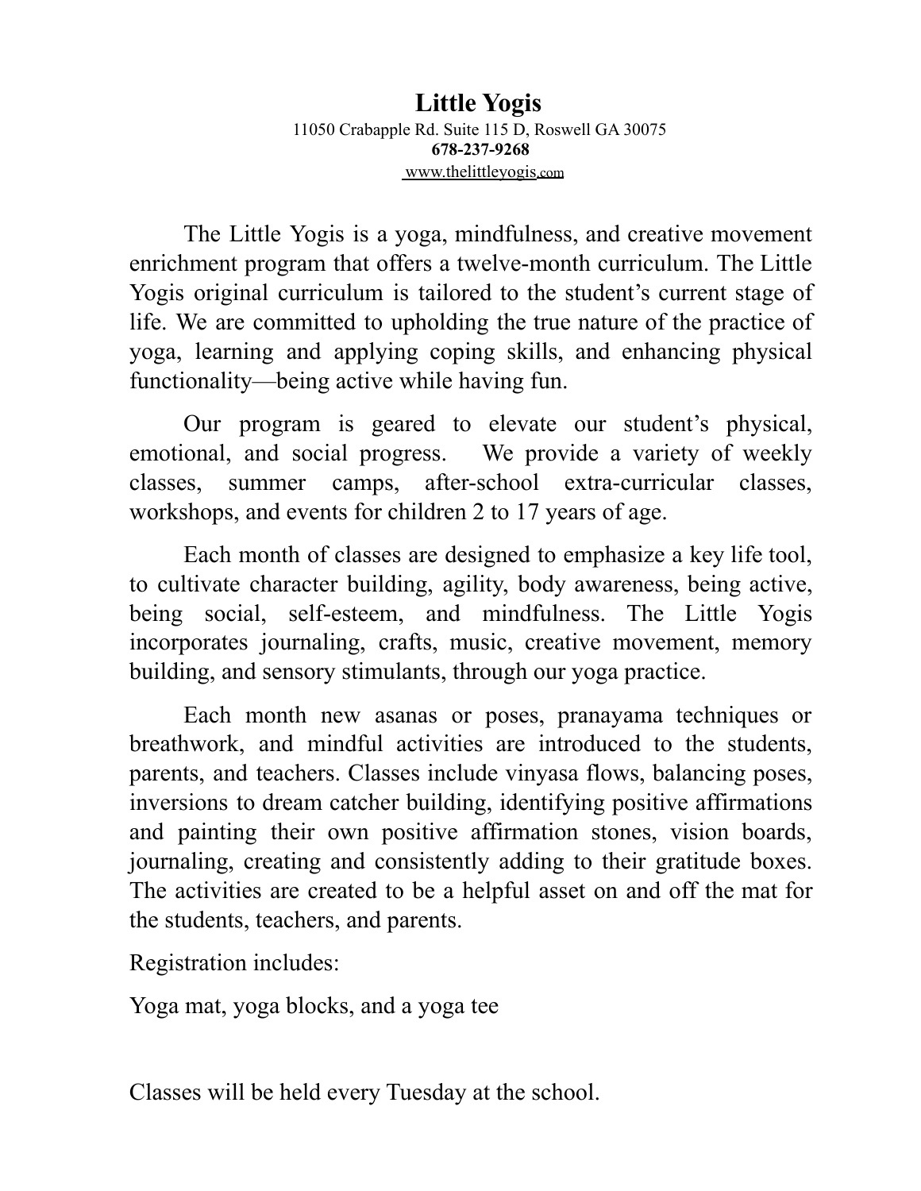# Little Yogis

11050 Crabapple Rd. Suite 115 D, Roswell GA 30075

**678-237-9268**

www.thelittleyogis.com

The Little Yogis is a yoga, mindfulness, and creative movement enrichment program that offers a twelve-month curriculum. The Little Yogis original curriculum is tailored to the student's current stage of life. We are committed to upholding the true nature of the practice of yoga, learning and applying coping skills, and enhancing physical functionality—being active while having fun.

Our program is geared to elevate our student's physical, emotional, and social progress. We provide a variety of weekly classes, summer camps, after-school extra-curricular classes, workshops, and events for children 2 to 17 years of age.

Each month of classes are designed to emphasize a key life tool, to cultivate character building, agility, body awareness, being active, being social, self-esteem, and mindfulness. The Little Yogis incorporates journaling, crafts, music, creative movement, memory building, and sensory stimulants, through our yoga practice.

Each month new asanas or poses, pranayama techniques or breathwork, and mindful activities are introduced to the students, parents, and teachers. Classes include vinyasa flows, balancing poses, inversions to dream catcher building, identifying positive affirmations and painting their own positive affirmation stones, vision boards, journaling, creating and consistently adding to their gratitude boxes. The activities are created to be a helpful asset on and off the mat for the students, teachers, and parents.

Registration includes:

Yoga mat, yoga blocks, and a yoga tee

Classes will be held every Tuesday at the school.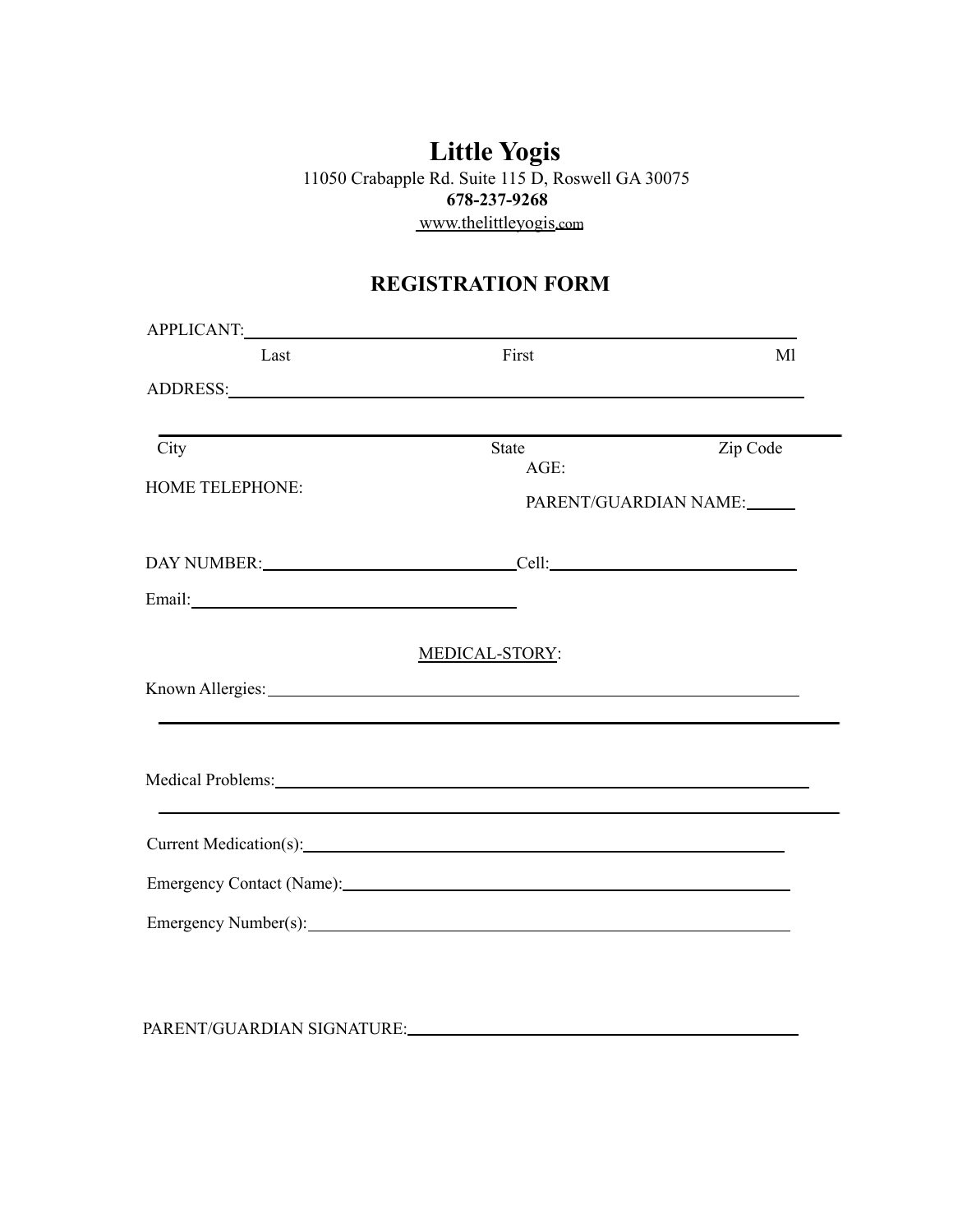# Little Yogis

11050 Crabapple Rd. Suite 115 D, Roswell GA 30075

**678-237-9268**

www.thelittleyogis.com

## REGISTRATION FORM

APPLICANT: ____________________________________________

Last First Ml

ADDRESS: ____________________________________________

____________________________________________

City State Zip Code

AGE:

HOME TELEPHONE:

PARENT/GUARDIAN NAME: ______

DAY NUMBER: ____________________ Cell: ____________________

Email: ____________________

MEDICAL-STORY:

Known Allergies: ____________________________________________

____________________________________________

Medical Problems: ____________________________________________

____________________________________________

Current Medication(s): ____________________________________________

Emergency Contact (Name): ____________________________________________

Emergency Number(s): ____________________________________________

PARENT/GUARDIAN SIGNATURE: ____________________________________________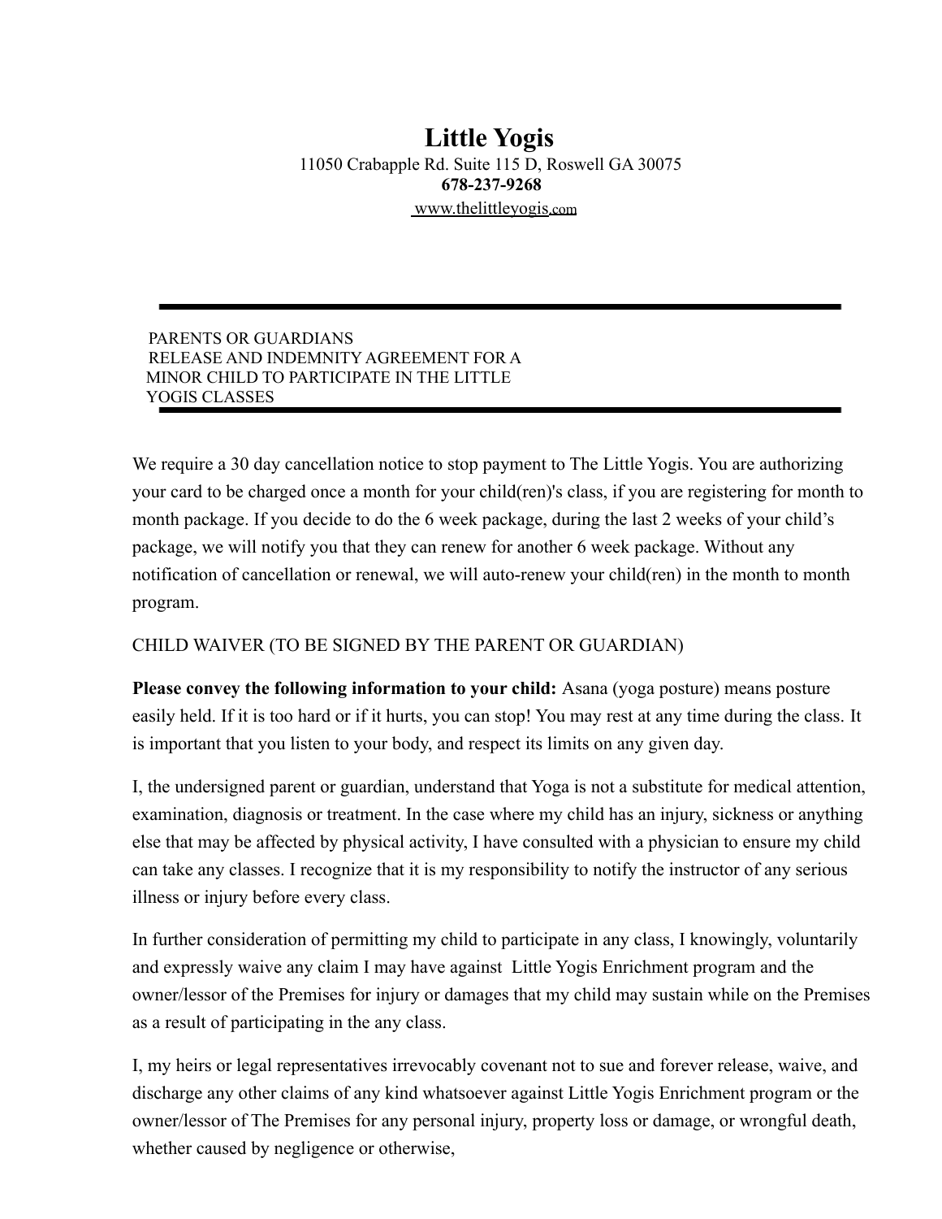# Little Yogis

11050 Crabapple Rd. Suite 115 D, Roswell GA 30075

**678-237-9268**

www.thelittleyogis.com

---

PARENTS OR GUARDIANS
RELEASE AND INDEMNITY AGREEMENT FOR A
MINOR CHILD TO PARTICIPATE IN THE LITTLE
YOGIS CLASSES

---

We require a 30 day cancellation notice to stop payment to The Little Yogis. You are authorizing your card to be charged once a month for your child(ren)'s class, if you are registering for month to month package. If you decide to do the 6 week package, during the last 2 weeks of your child's package, we will notify you that they can renew for another 6 week package. Without any notification of cancellation or renewal, we will auto-renew your child(ren) in the month to month program.

CHILD WAIVER (TO BE SIGNED BY THE PARENT OR GUARDIAN)

**Please convey the following information to your child:** Asana (yoga posture) means posture easily held. If it is too hard or if it hurts, you can stop! You may rest at any time during the class. It is important that you listen to your body, and respect its limits on any given day.

I, the undersigned parent or guardian, understand that Yoga is not a substitute for medical attention, examination, diagnosis or treatment. In the case where my child has an injury, sickness or anything else that may be affected by physical activity, I have consulted with a physician to ensure my child can take any classes. I recognize that it is my responsibility to notify the instructor of any serious illness or injury before every class.

In further consideration of permitting my child to participate in any class, I knowingly, voluntarily and expressly waive any claim I may have against Little Yogis Enrichment program and the owner/lessor of the Premises for injury or damages that my child may sustain while on the Premises as a result of participating in the any class.

I, my heirs or legal representatives irrevocably covenant not to sue and forever release, waive, and discharge any other claims of any kind whatsoever against Little Yogis Enrichment program or the owner/lessor of The Premises for any personal injury, property loss or damage, or wrongful death, whether caused by negligence or otherwise,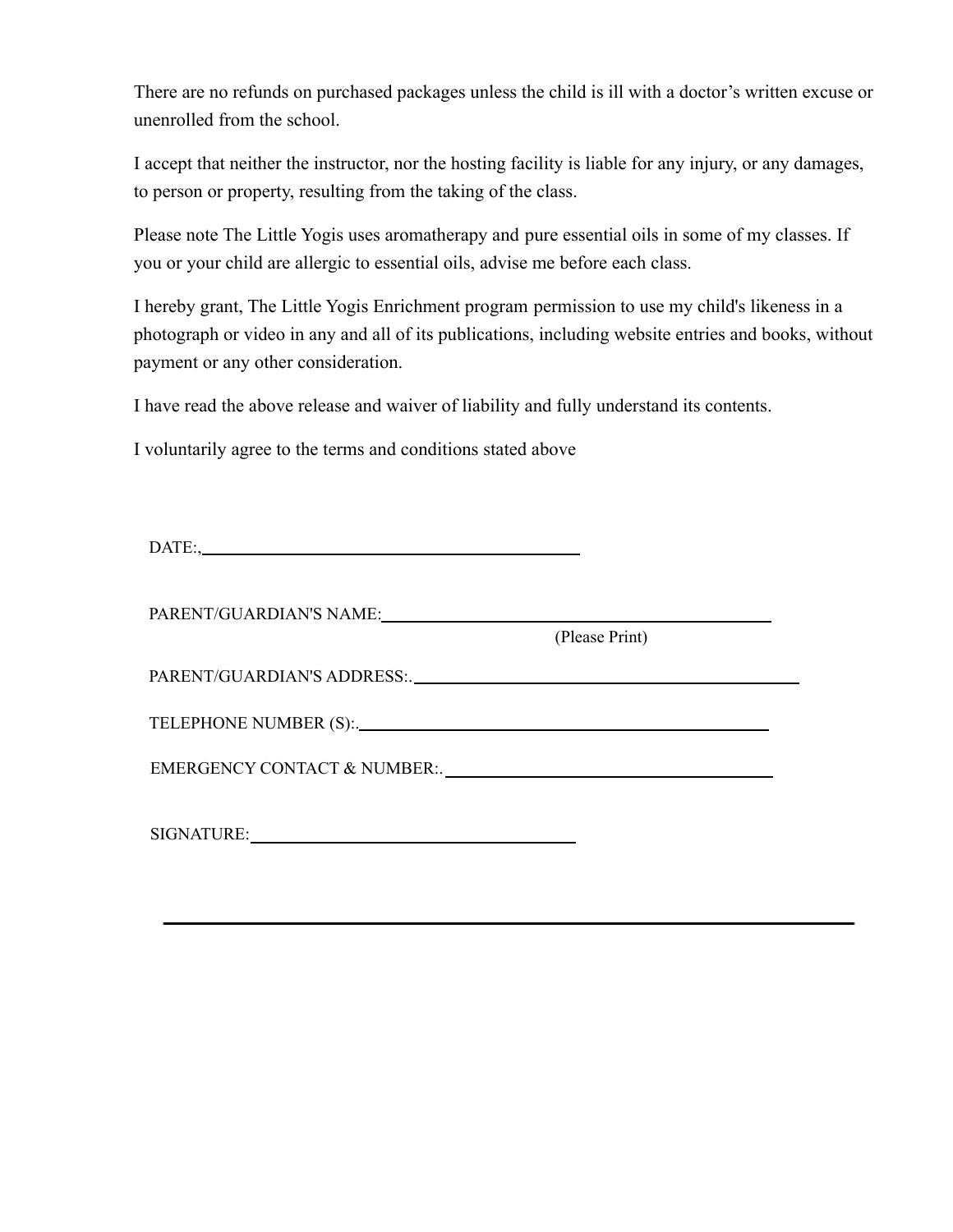There are no refunds on purchased packages unless the child is ill with a doctor's written excuse or unenrolled from the school.

I accept that neither the instructor, nor the hosting facility is liable for any injury, or any damages, to person or property, resulting from the taking of the class.

Please note The Little Yogis uses aromatherapy and pure essential oils in some of my classes. If you or your child are allergic to essential oils, advise me before each class.

I hereby grant, The Little Yogis Enrichment program permission to use my child's likeness in a photograph or video in any and all of its publications, including website entries and books, without payment or any other consideration.

I have read the above release and waiver of liability and fully understand its contents.

I voluntarily agree to the terms and conditions stated above

DATE:,\_\_\_\_\_\_\_\_\_\_\_\_\_\_\_\_\_\_\_\_\_\_\_\_\_\_\_\_\_\_\_\_\_\_\_\_\_\_\_\_

PARENT/GUARDIAN'S NAME:\_\_\_\_\_\_\_\_\_\_\_\_\_\_\_\_\_\_\_\_\_\_\_\_\_\_\_\_\_\_\_\_\_\_\_\_\_\_\_\_
(Please Print)

PARENT/GUARDIAN'S ADDRESS:.\_\_\_\_\_\_\_\_\_\_\_\_\_\_\_\_\_\_\_\_\_\_\_\_\_\_\_\_\_\_\_\_\_\_\_\_\_\_\_\_

TELEPHONE NUMBER (S):.\_\_\_\_\_\_\_\_\_\_\_\_\_\_\_\_\_\_\_\_\_\_\_\_\_\_\_\_\_\_\_\_\_\_\_\_\_\_\_\_

EMERGENCY CONTACT & NUMBER:.\_\_\_\_\_\_\_\_\_\_\_\_\_\_\_\_\_\_\_\_\_\_\_\_\_\_\_\_\_\_\_\_\_\_\_\_

SIGNATURE:\_\_\_\_\_\_\_\_\_\_\_\_\_\_\_\_\_\_\_\_\_\_\_\_\_\_\_\_\_\_\_\_\_\_\_\_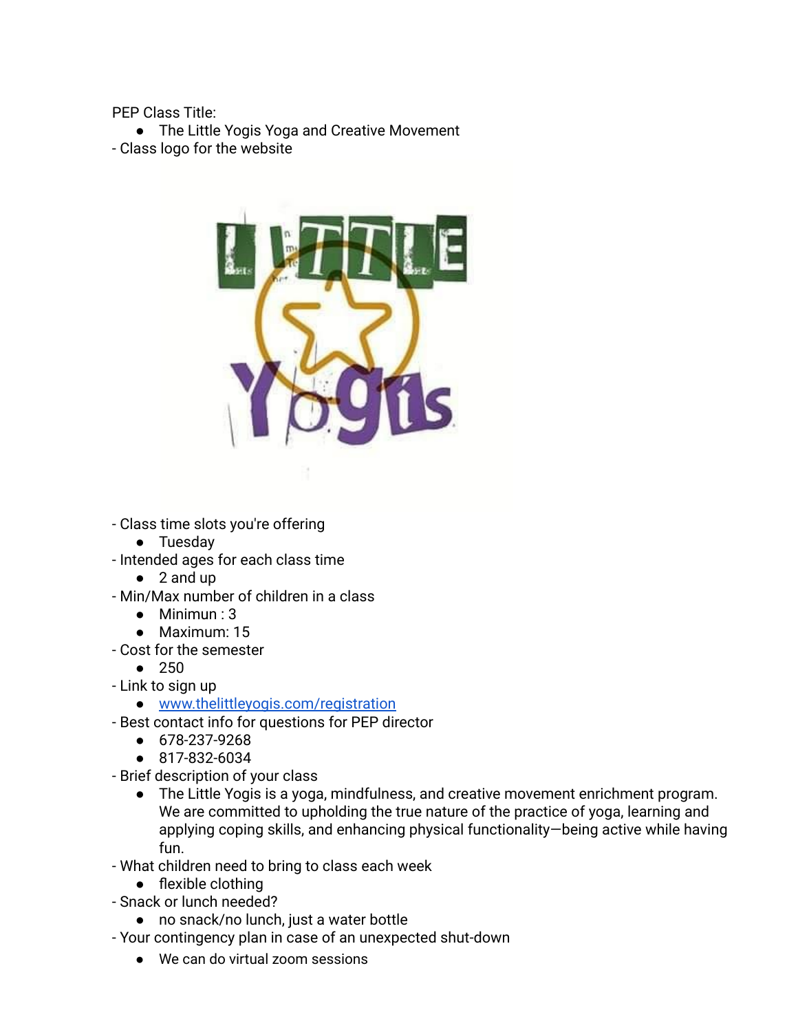PEP Class Title:

- The Little Yogis Yoga and Creative Movement

- Class logo for the website

- Class time slots you're offering
  - Tuesday
- Intended ages for each class time
  - 2 and up
- Min/Max number of children in a class
  - Minimun : 3
  - Maximum: 15
- Cost for the semester
  - 250
- Link to sign up
  - [www.thelittleyogis.com/registration](http://www.thelittleyogis.com/registration)
- Best contact info for questions for PEP director
  - 678-237-9268
  - 817-832-6034
- Brief description of your class
  - The Little Yogis is a yoga, mindfulness, and creative movement enrichment program. We are committed to upholding the true nature of the practice of yoga, learning and applying coping skills, and enhancing physical functionality—being active while having fun.
- What children need to bring to class each week
  - flexible clothing
- Snack or lunch needed?
  - no snack/no lunch, just a water bottle
- Your contingency plan in case of an unexpected shut-down
  - We can do virtual zoom sessions